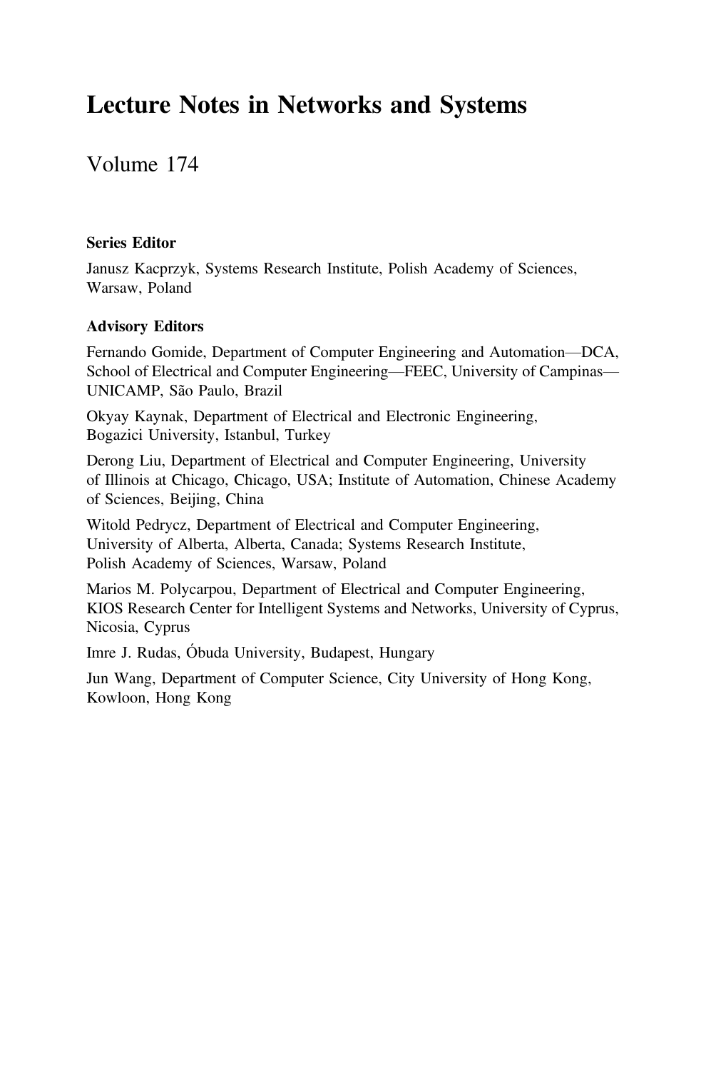# Lecture Notes in Networks and Systems

Volume 174

**Series Editor**

Janusz Kacprzyk, Systems Research Institute, Polish Academy of Sciences, Warsaw, Poland

**Advisory Editors**

Fernando Gomide, Department of Computer Engineering and Automation—DCA, School of Electrical and Computer Engineering—FEEC, University of Campinas—UNICAMP, São Paulo, Brazil

Okyay Kaynak, Department of Electrical and Electronic Engineering, Bogazici University, Istanbul, Turkey

Derong Liu, Department of Electrical and Computer Engineering, University of Illinois at Chicago, Chicago, USA; Institute of Automation, Chinese Academy of Sciences, Beijing, China

Witold Pedrycz, Department of Electrical and Computer Engineering, University of Alberta, Alberta, Canada; Systems Research Institute, Polish Academy of Sciences, Warsaw, Poland

Marios M. Polycarpou, Department of Electrical and Computer Engineering, KIOS Research Center for Intelligent Systems and Networks, University of Cyprus, Nicosia, Cyprus

Imre J. Rudas, Óbuda University, Budapest, Hungary

Jun Wang, Department of Computer Science, City University of Hong Kong, Kowloon, Hong Kong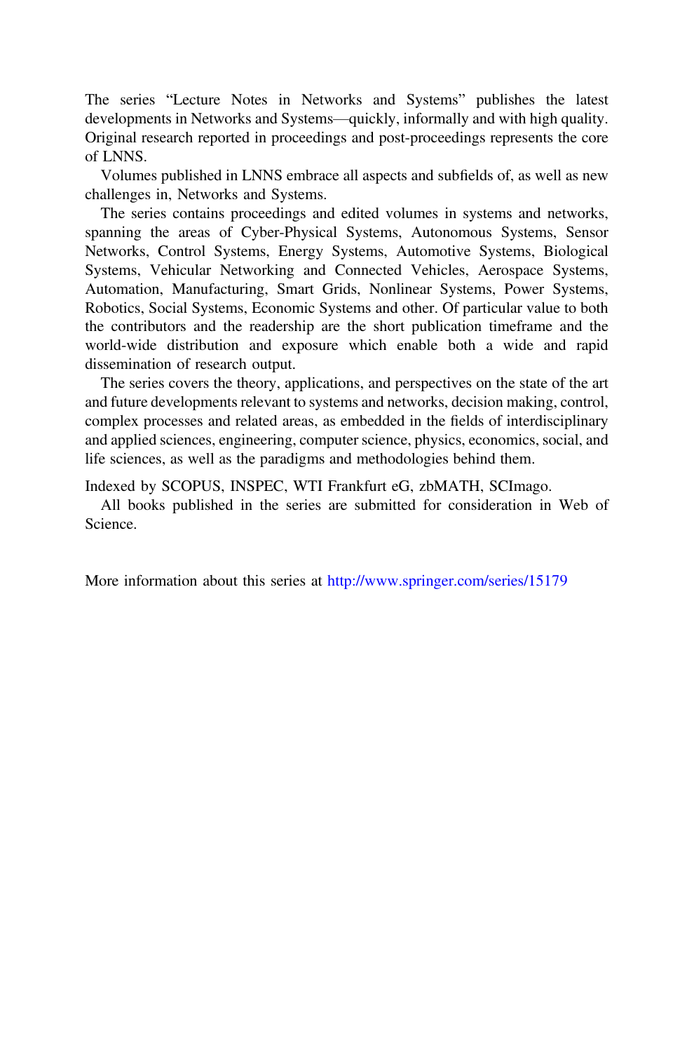The series “Lecture Notes in Networks and Systems” publishes the latest developments in Networks and Systems—quickly, informally and with high quality. Original research reported in proceedings and post-proceedings represents the core of LNNS.

Volumes published in LNNS embrace all aspects and subfields of, as well as new challenges in, Networks and Systems.

The series contains proceedings and edited volumes in systems and networks, spanning the areas of Cyber-Physical Systems, Autonomous Systems, Sensor Networks, Control Systems, Energy Systems, Automotive Systems, Biological Systems, Vehicular Networking and Connected Vehicles, Aerospace Systems, Automation, Manufacturing, Smart Grids, Nonlinear Systems, Power Systems, Robotics, Social Systems, Economic Systems and other. Of particular value to both the contributors and the readership are the short publication timeframe and the world-wide distribution and exposure which enable both a wide and rapid dissemination of research output.

The series covers the theory, applications, and perspectives on the state of the art and future developments relevant to systems and networks, decision making, control, complex processes and related areas, as embedded in the fields of interdisciplinary and applied sciences, engineering, computer science, physics, economics, social, and life sciences, as well as the paradigms and methodologies behind them.

Indexed by SCOPUS, INSPEC, WTI Frankfurt eG, zbMATH, SCImago.

All books published in the series are submitted for consideration in Web of Science.

More information about this series at http://www.springer.com/series/15179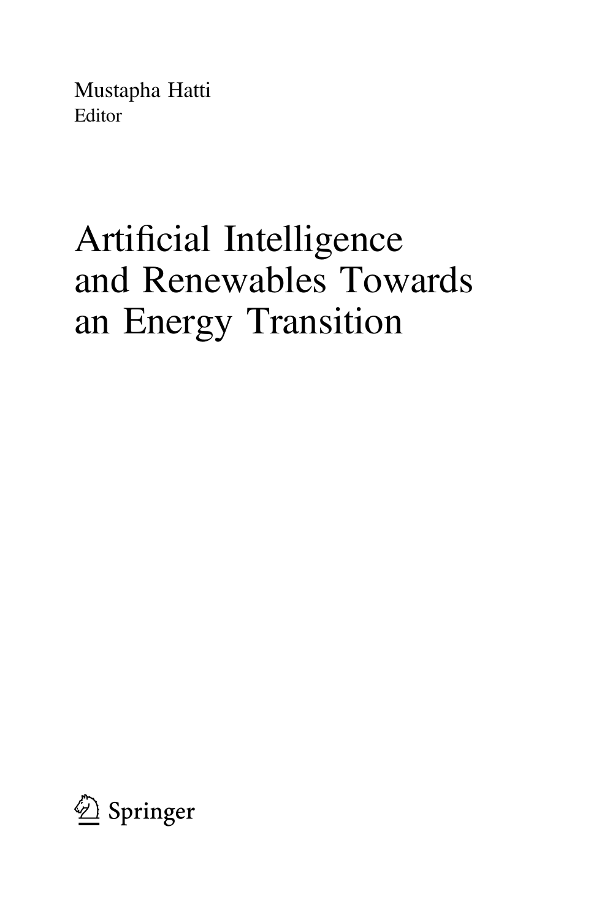Mustapha Hatti
Editor

# Artificial Intelligence and Renewables Towards an Energy Transition

Springer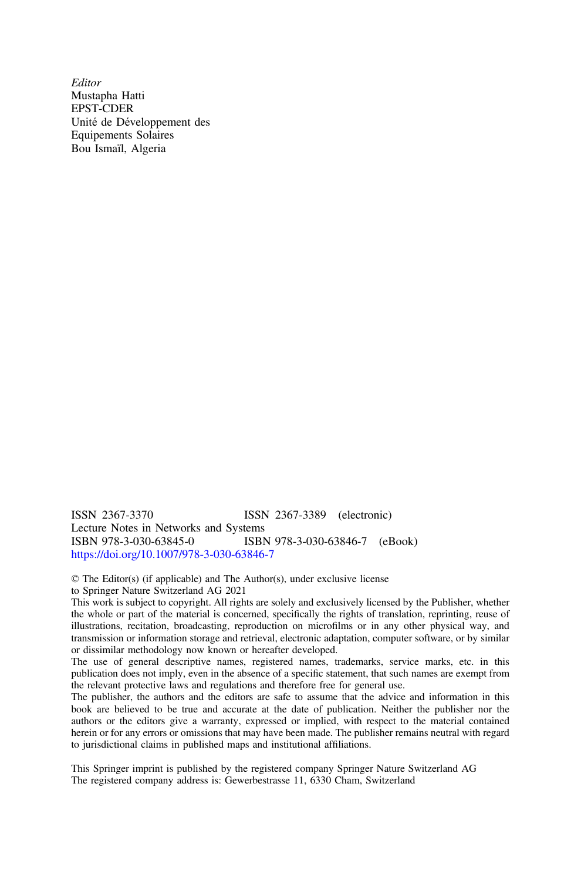*Editor*
Mustapha Hatti
EPST-CDER
Unité de Développement des
Equipements Solaires
Bou Ismaïl, Algeria

ISSN 2367-3370 ISSN 2367-3389 (electronic)
Lecture Notes in Networks and Systems
ISBN 978-3-030-63845-0 ISBN 978-3-030-63846-7 (eBook)
https://doi.org/10.1007/978-3-030-63846-7

© The Editor(s) (if applicable) and The Author(s), under exclusive license
to Springer Nature Switzerland AG 2021
This work is subject to copyright. All rights are solely and exclusively licensed by the Publisher, whether the whole or part of the material is concerned, specifically the rights of translation, reprinting, reuse of illustrations, recitation, broadcasting, reproduction on microfilms or in any other physical way, and transmission or information storage and retrieval, electronic adaptation, computer software, or by similar or dissimilar methodology now known or hereafter developed.
The use of general descriptive names, registered names, trademarks, service marks, etc. in this publication does not imply, even in the absence of a specific statement, that such names are exempt from the relevant protective laws and regulations and therefore free for general use.
The publisher, the authors and the editors are safe to assume that the advice and information in this book are believed to be true and accurate at the date of publication. Neither the publisher nor the authors or the editors give a warranty, expressed or implied, with respect to the material contained herein or for any errors or omissions that may have been made. The publisher remains neutral with regard to jurisdictional claims in published maps and institutional affiliations.

This Springer imprint is published by the registered company Springer Nature Switzerland AG
The registered company address is: Gewerbestrasse 11, 6330 Cham, Switzerland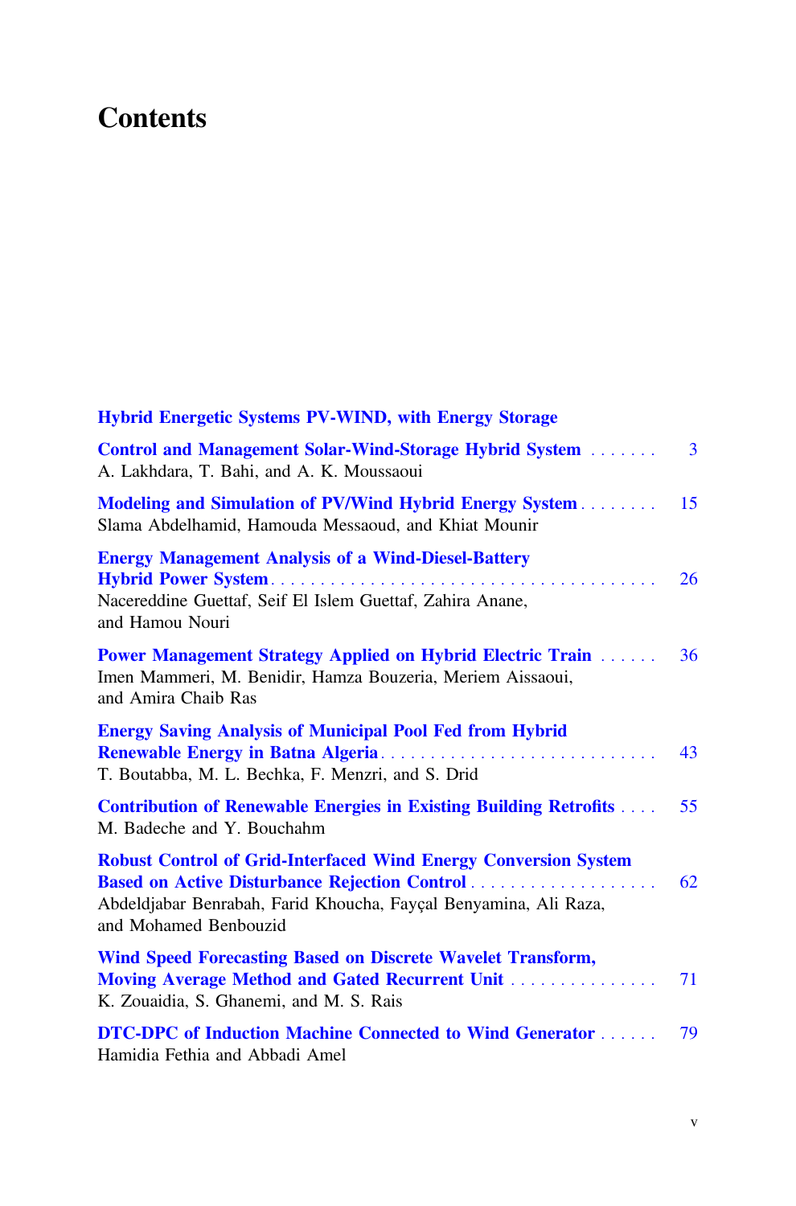# Contents

**Hybrid Energetic Systems PV-WIND, with Energy Storage**

**Control and Management Solar-Wind-Storage Hybrid System** . . . . . . . 3
A. Lakhdara, T. Bahi, and A. K. Moussaoui

**Modeling and Simulation of PV/Wind Hybrid Energy System** . . . . . . . . 15
Slama Abdelhamid, Hamouda Messaoud, and Khiat Mounir

**Energy Management Analysis of a Wind-Diesel-Battery Hybrid Power System** . . . . . . . . . . . . . . . . . . . . . . . . . . . . . . . . . . . . . . 26
Nacereddine Guettaf, Seif El Islem Guettaf, Zahira Anane, and Hamou Nouri

**Power Management Strategy Applied on Hybrid Electric Train** . . . . . . 36
Imen Mammeri, M. Benidir, Hamza Bouzeria, Meriem Aissaoui, and Amira Chaib Ras

**Energy Saving Analysis of Municipal Pool Fed from Hybrid Renewable Energy in Batna Algeria** . . . . . . . . . . . . . . . . . . . . . . . . . . . . 43
T. Boutabba, M. L. Bechka, F. Menzri, and S. Drid

**Contribution of Renewable Energies in Existing Building Retrofits** . . . . 55
M. Badeche and Y. Bouchahm

**Robust Control of Grid-Interfaced Wind Energy Conversion System Based on Active Disturbance Rejection Control** . . . . . . . . . . . . . . . . . . . . 62
Abdeldjabar Benrabah, Farid Khoucha, Fayçal Benyamina, Ali Raza, and Mohamed Benbouzid

**Wind Speed Forecasting Based on Discrete Wavelet Transform, Moving Average Method and Gated Recurrent Unit** . . . . . . . . . . . . . . . 71
K. Zouaidia, S. Ghanemi, and M. S. Rais

**DTC-DPC of Induction Machine Connected to Wind Generator** . . . . . . 79
Hamidia Fethia and Abbadi Amel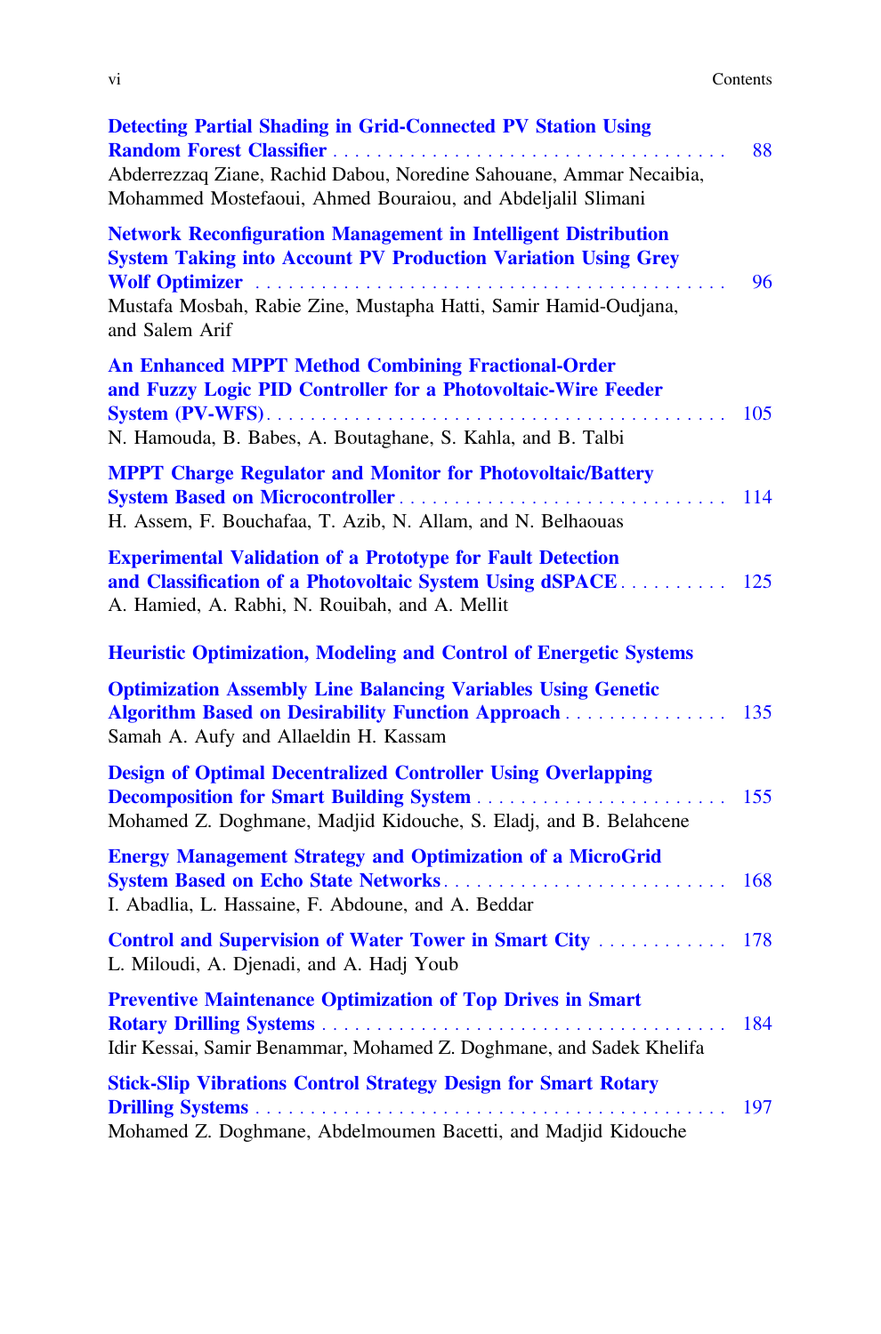**Detecting Partial Shading in Grid-Connected PV Station Using Random Forest Classifier** . . . . . . . . . . . . . . . . . . . . . . . . . . . . . . . . . . . . . 88
Abderrezzaq Ziane, Rachid Dabou, Noredine Sahouane, Ammar Necaibia, Mohammed Mostefaoui, Ahmed Bouraiou, and Abdeljalil Slimani

**Network Reconfiguration Management in Intelligent Distribution System Taking into Account PV Production Variation Using Grey Wolf Optimizer** . . . . . . . . . . . . . . . . . . . . . . . . . . . . . . . . . . . . . . . . . 96
Mustafa Mosbah, Rabie Zine, Mustapha Hatti, Samir Hamid-Oudjana, and Salem Arif

**An Enhanced MPPT Method Combining Fractional-Order and Fuzzy Logic PID Controller for a Photovoltaic-Wire Feeder System (PV-WFS)** . . . . . . . . . . . . . . . . . . . . . . . . . . . . . . . . . . . . . . . . . 105
N. Hamouda, B. Babes, A. Boutaghane, S. Kahla, and B. Talbi

**MPPT Charge Regulator and Monitor for Photovoltaic/Battery System Based on Microcontroller** . . . . . . . . . . . . . . . . . . . . . . . . . . . . . . 114
H. Assem, F. Bouchafaa, T. Azib, N. Allam, and N. Belhaouas

**Experimental Validation of a Prototype for Fault Detection and Classification of a Photovoltaic System Using dSPACE** . . . . . . . . . . 125
A. Hamied, A. Rabhi, N. Rouibah, and A. Mellit

## Heuristic Optimization, Modeling and Control of Energetic Systems

**Optimization Assembly Line Balancing Variables Using Genetic Algorithm Based on Desirability Function Approach** . . . . . . . . . . . . . . . . 135
Samah A. Aufy and Allaeldin H. Kassam

**Design of Optimal Decentralized Controller Using Overlapping Decomposition for Smart Building System** . . . . . . . . . . . . . . . . . . . . . . . . 155
Mohamed Z. Doghmane, Madjid Kidouche, S. Eladj, and B. Belahcene

**Energy Management Strategy and Optimization of a MicroGrid System Based on Echo State Networks** . . . . . . . . . . . . . . . . . . . . . . . . . . . 168
I. Abadlia, L. Hassaine, F. Abdoune, and A. Beddar

**Control and Supervision of Water Tower in Smart City** . . . . . . . . . . . . 178
L. Miloudi, A. Djenadi, and A. Hadj Youb

**Preventive Maintenance Optimization of Top Drives in Smart Rotary Drilling Systems** . . . . . . . . . . . . . . . . . . . . . . . . . . . . . . . . . . . . . . 184
Idir Kessai, Samir Benammar, Mohamed Z. Doghmane, and Sadek Khelifa

**Stick-Slip Vibrations Control Strategy Design for Smart Rotary Drilling Systems** . . . . . . . . . . . . . . . . . . . . . . . . . . . . . . . . . . . . . . . . . . . 197
Mohamed Z. Doghmane, Abdelmoumen Bacetti, and Madjid Kidouche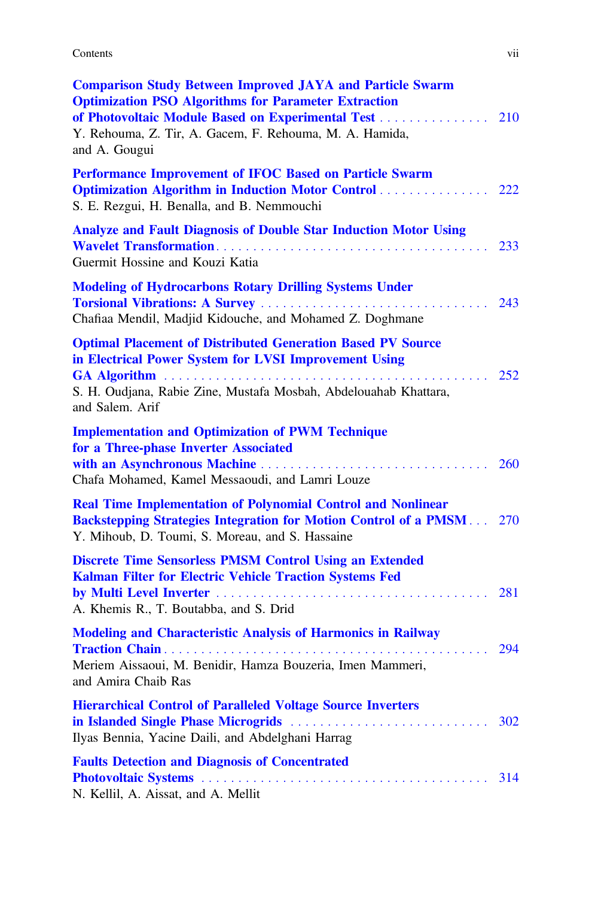**Comparison Study Between Improved JAYA and Particle Swarm Optimization PSO Algorithms for Parameter Extraction of Photovoltaic Module Based on Experimental Test** . . . . . . . . . . . . . . . 210
Y. Rehouma, Z. Tir, A. Gacem, F. Rehouma, M. A. Hamida, and A. Gougui

**Performance Improvement of IFOC Based on Particle Swarm Optimization Algorithm in Induction Motor Control** . . . . . . . . . . . . . . . 222
S. E. Rezgui, H. Benalla, and B. Nemmouchi

**Analyze and Fault Diagnosis of Double Star Induction Motor Using Wavelet Transformation** . . . . . . . . . . . . . . . . . . . . . . . . . . . . . . . . . . . . . 233
Guermit Hossine and Kouzi Katia

**Modeling of Hydrocarbons Rotary Drilling Systems Under Torsional Vibrations: A Survey** . . . . . . . . . . . . . . . . . . . . . . . . . . . . . . . 243
Chafiaa Mendil, Madjid Kidouche, and Mohamed Z. Doghmane

**Optimal Placement of Distributed Generation Based PV Source in Electrical Power System for LVSI Improvement Using GA Algorithm** . . . . . . . . . . . . . . . . . . . . . . . . . . . . . . . . . . . . . . . . . . . . 252
S. H. Oudjana, Rabie Zine, Mustafa Mosbah, Abdelouahab Khattara, and Salem. Arif

**Implementation and Optimization of PWM Technique for a Three-phase Inverter Associated with an Asynchronous Machine** . . . . . . . . . . . . . . . . . . . . . . . . . . . . . . . 260
Chafa Mohamed, Kamel Messaoudi, and Lamri Louze

**Real Time Implementation of Polynomial Control and Nonlinear Backstepping Strategies Integration for Motion Control of a PMSM** . . . 270
Y. Mihoub, D. Toumi, S. Moreau, and S. Hassaine

**Discrete Time Sensorless PMSM Control Using an Extended Kalman Filter for Electric Vehicle Traction Systems Fed by Multi Level Inverter** . . . . . . . . . . . . . . . . . . . . . . . . . . . . . . . . . . . . 281
A. Khemis R., T. Boutabba, and S. Drid

**Modeling and Characteristic Analysis of Harmonics in Railway Traction Chain** . . . . . . . . . . . . . . . . . . . . . . . . . . . . . . . . . . . . . . . . . . . . 294
Meriem Aissaoui, M. Benidir, Hamza Bouzeria, Imen Mammeri, and Amira Chaib Ras

**Hierarchical Control of Paralleled Voltage Source Inverters in Islanded Single Phase Microgrids** . . . . . . . . . . . . . . . . . . . . . . . . . . . 302
Ilyas Bennia, Yacine Daili, and Abdelghani Harrag

**Faults Detection and Diagnosis of Concentrated Photovoltaic Systems** . . . . . . . . . . . . . . . . . . . . . . . . . . . . . . . . . . . . . . 314
N. Kellil, A. Aissat, and A. Mellit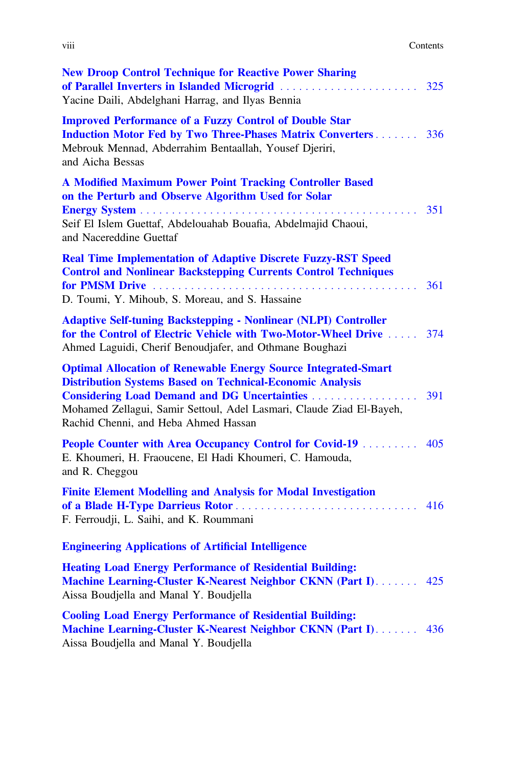**New Droop Control Technique for Reactive Power Sharing of Parallel Inverters in Islanded Microgrid** ........ 325
Yacine Daili, Abdelghani Harrag, and Ilyas Bennia

**Improved Performance of a Fuzzy Control of Double Star Induction Motor Fed by Two Three-Phases Matrix Converters** ........ 336
Mebrouk Mennad, Abderrahim Bentaallah, Yousef Djeriri, and Aicha Bessas

**A Modified Maximum Power Point Tracking Controller Based on the Perturb and Observe Algorithm Used for Solar Energy System** ........ 351
Seif El Islem Guettaf, Abdelouahab Bouafia, Abdelmajid Chaoui, and Nacereddine Guettaf

**Real Time Implementation of Adaptive Discrete Fuzzy-RST Speed Control and Nonlinear Backstepping Currents Control Techniques for PMSM Drive** ........ 361
D. Toumi, Y. Mihoub, S. Moreau, and S. Hassaine

**Adaptive Self-tuning Backstepping - Nonlinear (NLPI) Controller for the Control of Electric Vehicle with Two-Motor-Wheel Drive** ........ 374
Ahmed Laguidi, Cherif Benoudjafer, and Othmane Boughazi

**Optimal Allocation of Renewable Energy Source Integrated-Smart Distribution Systems Based on Technical-Economic Analysis Considering Load Demand and DG Uncertainties** ........ 391
Mohamed Zellagui, Samir Settoul, Adel Lasmari, Claude Ziad El-Bayeh, Rachid Chenni, and Heba Ahmed Hassan

**People Counter with Area Occupancy Control for Covid-19** ........ 405
E. Khoumeri, H. Fraoucene, El Hadi Khoumeri, C. Hamouda, and R. Cheggou

**Finite Element Modelling and Analysis for Modal Investigation of a Blade H-Type Darrieus Rotor** ........ 416
F. Ferroudji, L. Saihi, and K. Roummani

## Engineering Applications of Artificial Intelligence

**Heating Load Energy Performance of Residential Building: Machine Learning-Cluster K-Nearest Neighbor CKNN (Part I)** ........ 425
Aissa Boudjella and Manal Y. Boudjella

**Cooling Load Energy Performance of Residential Building: Machine Learning-Cluster K-Nearest Neighbor CKNN (Part I)** ........ 436
Aissa Boudjella and Manal Y. Boudjella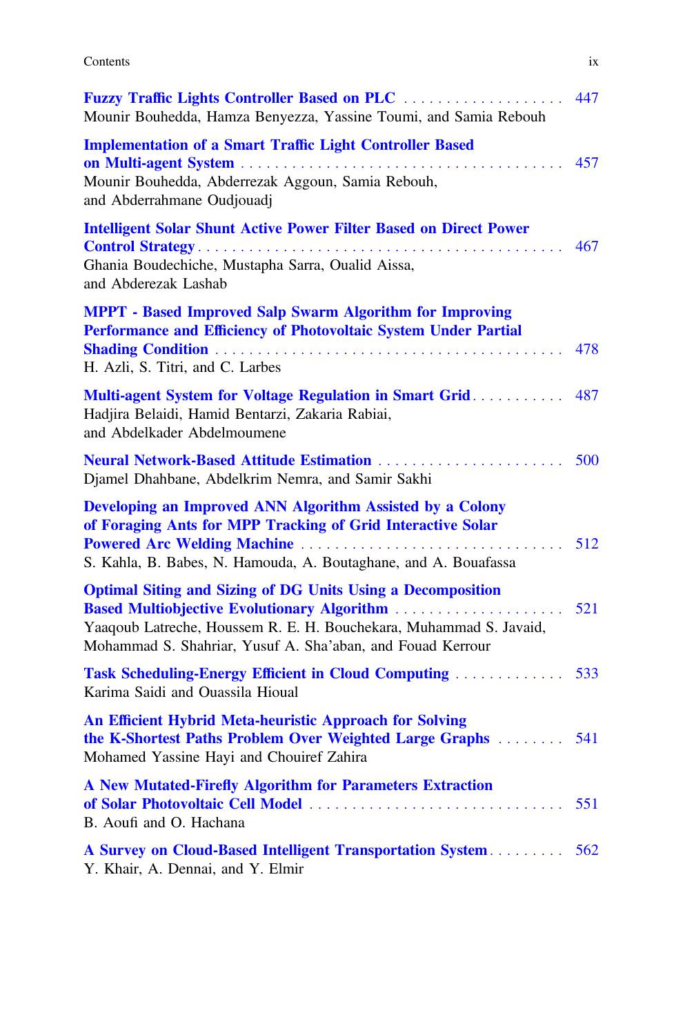**Fuzzy Traffic Lights Controller Based on PLC** . . . . . . . . . . . . . . . . . . . . 447
Mounir Bouhedda, Hamza Benyezza, Yassine Toumi, and Samia Rebouh

**Implementation of a Smart Traffic Light Controller Based on Multi-agent System** . . . . . . . . . . . . . . . . . . . . . . . . . . . . . . . . . . . . 457
Mounir Bouhedda, Abderrezak Aggoun, Samia Rebouh, and Abderrahmane Oudjouadj

**Intelligent Solar Shunt Active Power Filter Based on Direct Power Control Strategy** . . . . . . . . . . . . . . . . . . . . . . . . . . . . . . . . . . . . . . . . . 467
Ghania Boudechiche, Mustapha Sarra, Oualid Aissa, and Abderezak Lashab

**MPPT - Based Improved Salp Swarm Algorithm for Improving Performance and Efficiency of Photovoltaic System Under Partial Shading Condition** . . . . . . . . . . . . . . . . . . . . . . . . . . . . . . . . . . . . . . . 478
H. Azli, S. Titri, and C. Larbes

**Multi-agent System for Voltage Regulation in Smart Grid** . . . . . . . . . . . 487
Hadjira Belaidi, Hamid Bentarzi, Zakaria Rabiai, and Abdelkader Abdelmoumene

**Neural Network-Based Attitude Estimation** . . . . . . . . . . . . . . . . . . . . . . . 500
Djamel Dhahbane, Abdelkrim Nemra, and Samir Sakhi

**Developing an Improved ANN Algorithm Assisted by a Colony of Foraging Ants for MPP Tracking of Grid Interactive Solar Powered Arc Welding Machine** . . . . . . . . . . . . . . . . . . . . . . . . . . . . . . . 512
S. Kahla, B. Babes, N. Hamouda, A. Boutaghane, and A. Bouafassa

**Optimal Siting and Sizing of DG Units Using a Decomposition Based Multiobjective Evolutionary Algorithm** . . . . . . . . . . . . . . . . . . . . . 521
Yaaqoub Latreche, Houssem R. E. H. Bouchekara, Muhammad S. Javaid, Mohammad S. Shahriar, Yusuf A. Sha'aban, and Fouad Kerrour

**Task Scheduling-Energy Efficient in Cloud Computing** . . . . . . . . . . . . . 533
Karima Saidi and Ouassila Hioual

**An Efficient Hybrid Meta-heuristic Approach for Solving the K-Shortest Paths Problem Over Weighted Large Graphs** . . . . . . . . 541
Mohamed Yassine Hayi and Chouiref Zahira

**A New Mutated-Firefly Algorithm for Parameters Extraction of Solar Photovoltaic Cell Model** . . . . . . . . . . . . . . . . . . . . . . . . . . . . . . . 551
B. Aoufi and O. Hachana

**A Survey on Cloud-Based Intelligent Transportation System** . . . . . . . . . 562
Y. Khair, A. Dennai, and Y. Elmir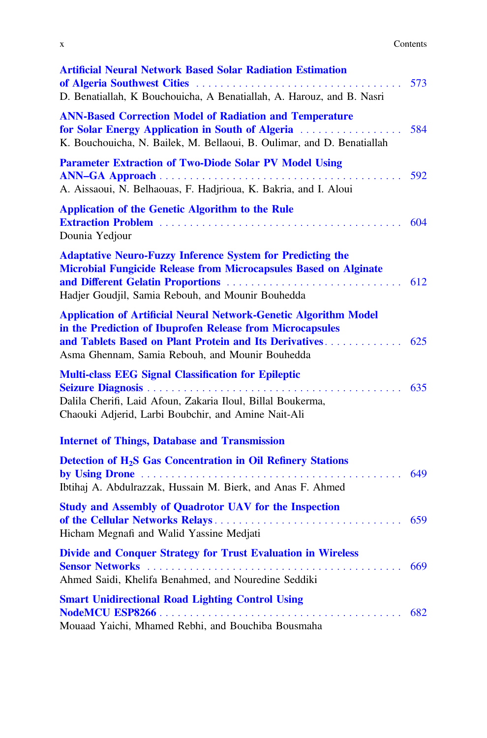**Artificial Neural Network Based Solar Radiation Estimation of Algeria Southwest Cities** . . . . . . . . . . . . . . . . . . . . . . . . . . . . . . . . . . . 573
D. Benatiallah, K Bouchouicha, A Benatiallah, A. Harouz, and B. Nasri

**ANN-Based Correction Model of Radiation and Temperature for Solar Energy Application in South of Algeria** . . . . . . . . . . . . . . . . . . 584
K. Bouchouicha, N. Bailek, M. Bellaoui, B. Oulimar, and D. Benatiallah

**Parameter Extraction of Two-Diode Solar PV Model Using ANN–GA Approach** . . . . . . . . . . . . . . . . . . . . . . . . . . . . . . . . . . . . . . . . 592
A. Aissaoui, N. Belhaouas, F. Hadjrioua, K. Bakria, and I. Aloui

**Application of the Genetic Algorithm to the Rule Extraction Problem** . . . . . . . . . . . . . . . . . . . . . . . . . . . . . . . . . . . . . . . . 604
Dounia Yedjour

**Adaptative Neuro-Fuzzy Inference System for Predicting the Microbial Fungicide Release from Microcapsules Based on Alginate and Different Gelatin Proportions** . . . . . . . . . . . . . . . . . . . . . . . . . . . . . 612
Hadjer Goudjil, Samia Rebouh, and Mounir Bouhedda

**Application of Artificial Neural Network-Genetic Algorithm Model in the Prediction of Ibuprofen Release from Microcapsules and Tablets Based on Plant Protein and Its Derivatives** . . . . . . . . . . . . . 625
Asma Ghennam, Samia Rebouh, and Mounir Bouhedda

**Multi-class EEG Signal Classification for Epileptic Seizure Diagnosis** . . . . . . . . . . . . . . . . . . . . . . . . . . . . . . . . . . . . . . . . . . 635
Dalila Cherifi, Laid Afoun, Zakaria Iloul, Billal Boukerma, Chaouki Adjerid, Larbi Boubchir, and Amine Nait-Ali

## Internet of Things, Database and Transmission

**Detection of $H_2S$ Gas Concentration in Oil Refinery Stations by Using Drone** . . . . . . . . . . . . . . . . . . . . . . . . . . . . . . . . . . . . . . . . . . 649
Ibtihaj A. Abdulrazzak, Hussain M. Bierk, and Anas F. Ahmed

**Study and Assembly of Quadrotor UAV for the Inspection of the Cellular Networks Relays** . . . . . . . . . . . . . . . . . . . . . . . . . . . . . . . 659
Hicham Megnafi and Walid Yassine Medjati

**Divide and Conquer Strategy for Trust Evaluation in Wireless Sensor Networks** . . . . . . . . . . . . . . . . . . . . . . . . . . . . . . . . . . . . . . . . . . 669
Ahmed Saidi, Khelifa Benahmed, and Nouredine Seddiki

**Smart Unidirectional Road Lighting Control Using NodeMCU ESP8266** . . . . . . . . . . . . . . . . . . . . . . . . . . . . . . . . . . . . . . . . . 682
Mouaad Yaichi, Mhamed Rebhi, and Bouchiba Bousmaha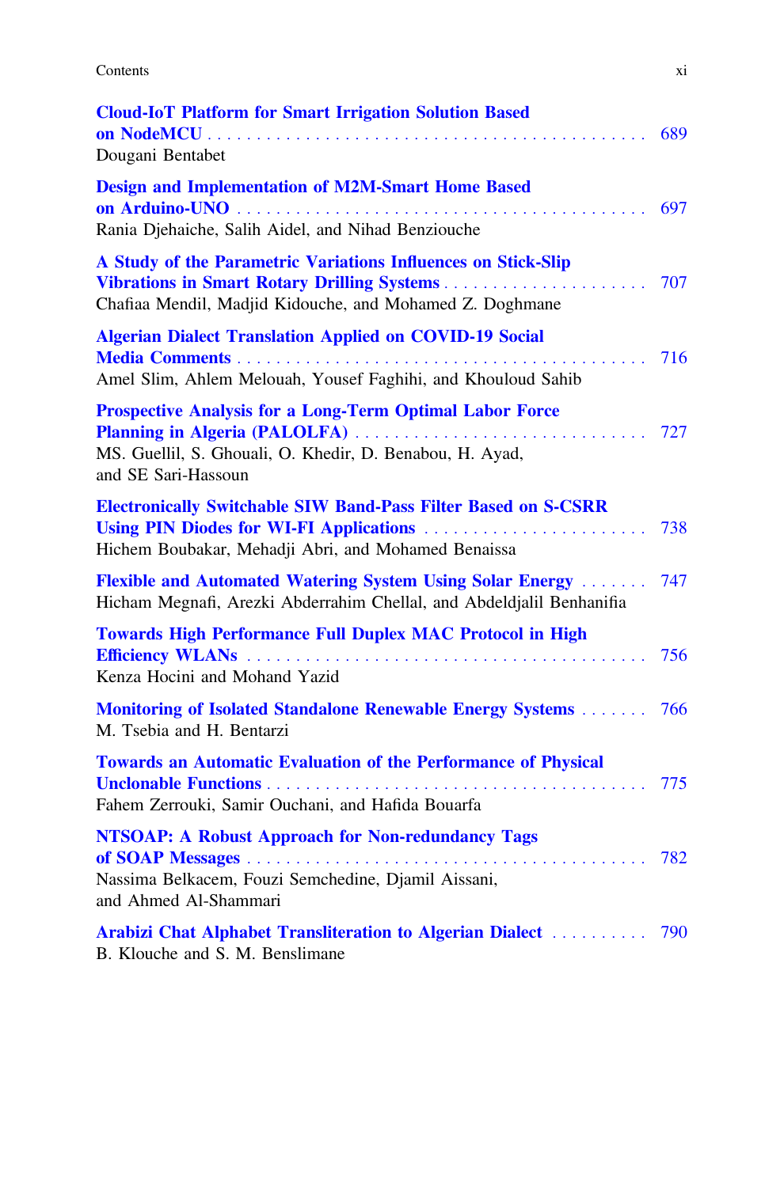**Cloud-IoT Platform for Smart Irrigation Solution Based on NodeMCU** . . . . . . . . . . . . . . . . . . . . . . . . . . . . . . . . . . . . . . . . . . . . . 689
Dougani Bentabet

**Design and Implementation of M2M-Smart Home Based on Arduino-UNO** . . . . . . . . . . . . . . . . . . . . . . . . . . . . . . . . . . . . . . . . . . 697
Rania Djehaiche, Salih Aidel, and Nihad Benziouche

**A Study of the Parametric Variations Influences on Stick-Slip Vibrations in Smart Rotary Drilling Systems** . . . . . . . . . . . . . . . . . . . . . . 707
Chafiaa Mendil, Madjid Kidouche, and Mohamed Z. Doghmane

**Algerian Dialect Translation Applied on COVID-19 Social Media Comments** . . . . . . . . . . . . . . . . . . . . . . . . . . . . . . . . . . . . . . . . . 716
Amel Slim, Ahlem Melouah, Yousef Faghihi, and Khouloud Sahib

**Prospective Analysis for a Long-Term Optimal Labor Force Planning in Algeria (PALOLFA)** . . . . . . . . . . . . . . . . . . . . . . . . . . . . . . 727
MS. Guellil, S. Ghouali, O. Khedir, D. Benabou, H. Ayad, and SE Sari-Hassoun

**Electronically Switchable SIW Band-Pass Filter Based on S-CSRR Using PIN Diodes for WI-FI Applications** . . . . . . . . . . . . . . . . . . . . . . . . 738
Hichem Boubakar, Mehadji Abri, and Mohamed Benaissa

**Flexible and Automated Watering System Using Solar Energy** . . . . . . . 747
Hicham Megnafi, Arezki Abderrahim Chellal, and Abdeldjalil Benhanifia

**Towards High Performance Full Duplex MAC Protocol in High Efficiency WLANs** . . . . . . . . . . . . . . . . . . . . . . . . . . . . . . . . . . . . . . . . . 756
Kenza Hocini and Mohand Yazid

**Monitoring of Isolated Standalone Renewable Energy Systems** . . . . . . . 766
M. Tsebia and H. Bentarzi

**Towards an Automatic Evaluation of the Performance of Physical Unclonable Functions** . . . . . . . . . . . . . . . . . . . . . . . . . . . . . . . . . . . . . . . 775
Fahem Zerrouki, Samir Ouchani, and Hafida Bouarfa

**NTSOAP: A Robust Approach for Non-redundancy Tags of SOAP Messages** . . . . . . . . . . . . . . . . . . . . . . . . . . . . . . . . . . . . . . . . . . 782
Nassima Belkacem, Fouzi Semchedine, Djamil Aissani, and Ahmed Al-Shammari

**Arabizi Chat Alphabet Transliteration to Algerian Dialect** . . . . . . . . . . 790
B. Klouche and S. M. Benslimane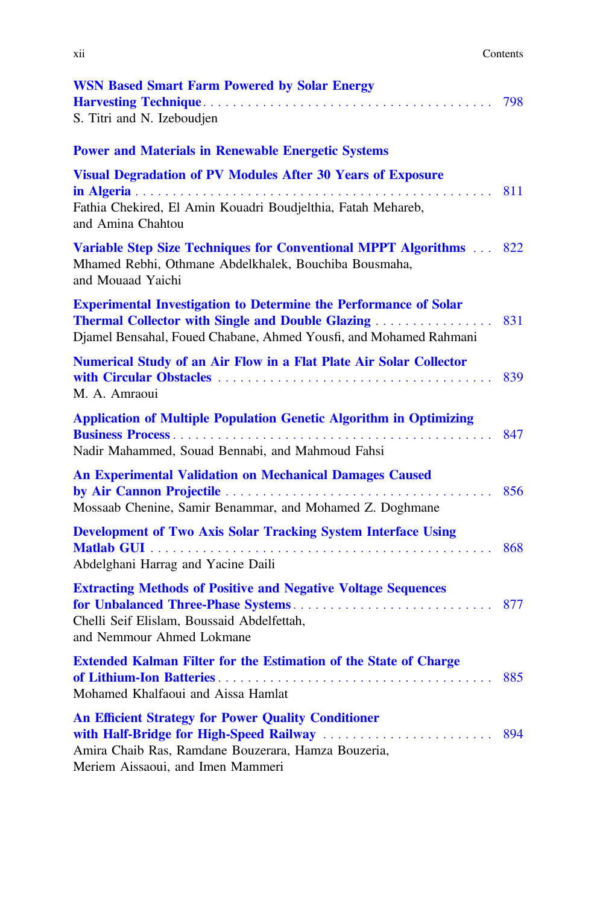**WSN Based Smart Farm Powered by Solar Energy Harvesting Technique** . . . . . 798
S. Titri and N. Izeboudjen

## Power and Materials in Renewable Energetic Systems

**Visual Degradation of PV Modules After 30 Years of Exposure in Algeria** . . . . . 811
Fathia Chekired, El Amin Kouadri Boudjelthia, Fatah Mehareb, and Amina Chahtou

**Variable Step Size Techniques for Conventional MPPT Algorithms** . . . 822
Mhamed Rebhi, Othmane Abdelkhalek, Bouchiba Bousmaha, and Mouaad Yaichi

**Experimental Investigation to Determine the Performance of Solar Thermal Collector with Single and Double Glazing** . . . . . 831
Djamel Bensahal, Foued Chabane, Ahmed Yousfi, and Mohamed Rahmani

**Numerical Study of an Air Flow in a Flat Plate Air Solar Collector with Circular Obstacles** . . . . . 839
M. A. Amraoui

**Application of Multiple Population Genetic Algorithm in Optimizing Business Process** . . . . . 847
Nadir Mahammed, Souad Bennabi, and Mahmoud Fahsi

**An Experimental Validation on Mechanical Damages Caused by Air Cannon Projectile** . . . . . 856
Mossaab Chenine, Samir Benammar, and Mohamed Z. Doghmane

**Development of Two Axis Solar Tracking System Interface Using Matlab GUI** . . . . . 868
Abdelghani Harrag and Yacine Daili

**Extracting Methods of Positive and Negative Voltage Sequences for Unbalanced Three-Phase Systems** . . . . . 877
Chelli Seif Elislam, Boussaid Abdelfettah, and Nemmour Ahmed Lokmane

**Extended Kalman Filter for the Estimation of the State of Charge of Lithium-Ion Batteries** . . . . . 885
Mohamed Khalfaoui and Aissa Hamlat

**An Efficient Strategy for Power Quality Conditioner with Half-Bridge for High-Speed Railway** . . . . . 894
Amira Chaib Ras, Ramdane Bouzerara, Hamza Bouzeria, Meriem Aissaoui, and Imen Mammeri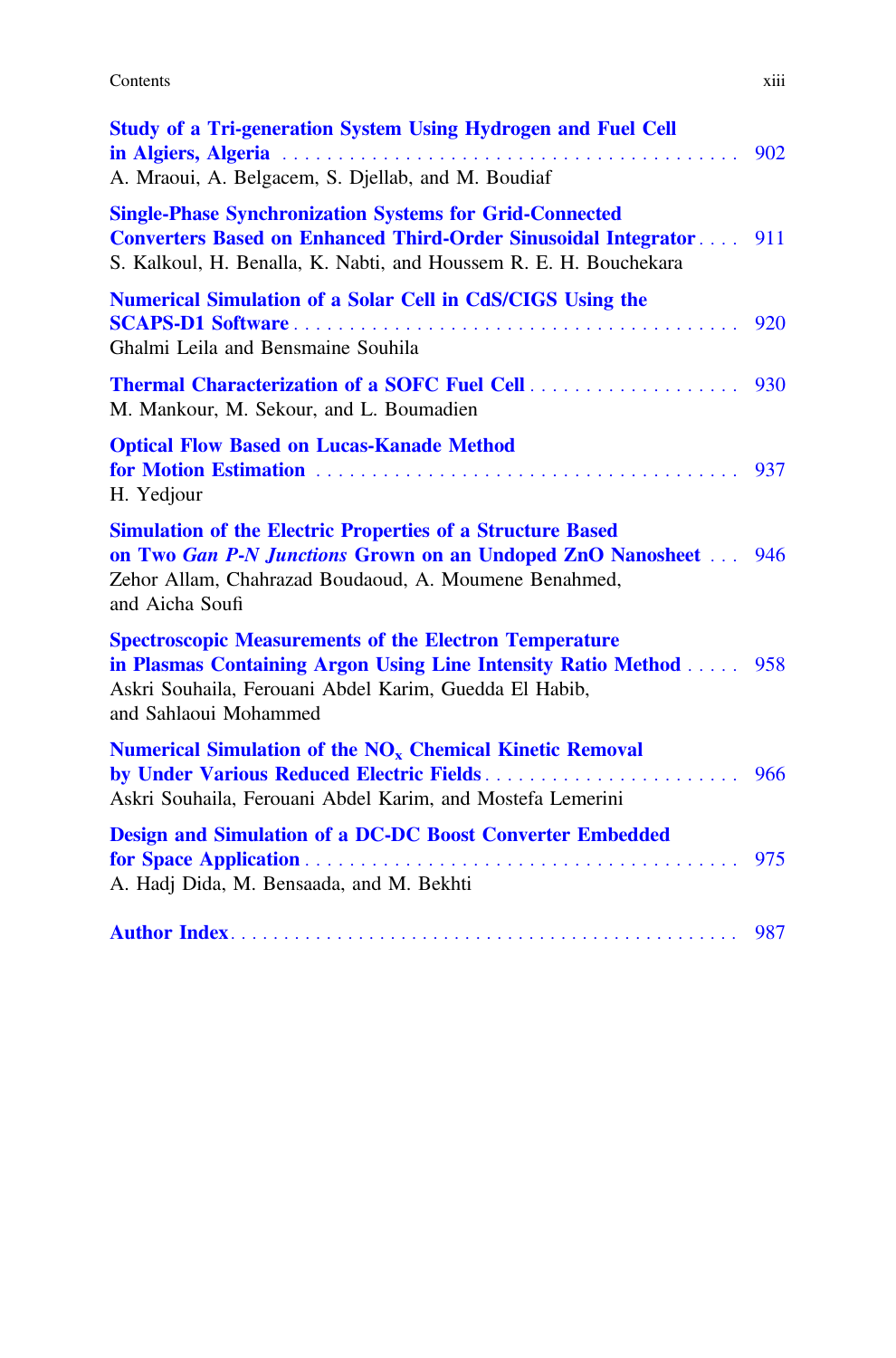**Study of a Tri-generation System Using Hydrogen and Fuel Cell in Algiers, Algeria** . . . . . . . . . . . . . . . . . . . . . . . . . . . . . . . . . . . . . . . . . . 902
A. Mraoui, A. Belgacem, S. Djellab, and M. Boudiaf

**Single-Phase Synchronization Systems for Grid-Connected Converters Based on Enhanced Third-Order Sinusoidal Integrator** . . . . 911
S. Kalkoul, H. Benalla, K. Nabti, and Houssem R. E. H. Bouchekara

**Numerical Simulation of a Solar Cell in CdS/CIGS Using the SCAPS-D1 Software** . . . . . . . . . . . . . . . . . . . . . . . . . . . . . . . . . . . . . . . . 920
Ghalmi Leila and Bensmaine Souhila

**Thermal Characterization of a SOFC Fuel Cell** . . . . . . . . . . . . . . . . . . . . 930
M. Mankour, M. Sekour, and L. Boumadien

**Optical Flow Based on Lucas-Kanade Method for Motion Estimation** . . . . . . . . . . . . . . . . . . . . . . . . . . . . . . . . . . . . . . 937
H. Yedjour

**Simulation of the Electric Properties of a Structure Based on Two *Gan P-N Junctions* Grown on an Undoped ZnO Nanosheet** . . . 946
Zehor Allam, Chahrazad Boudaoud, A. Moumene Benahmed, and Aicha Soufi

**Spectroscopic Measurements of the Electron Temperature in Plasmas Containing Argon Using Line Intensity Ratio Method** . . . . . 958
Askri Souhaila, Ferouani Abdel Karim, Guedda El Habib, and Sahlaoui Mohammed

**Numerical Simulation of the $NO_x$ Chemical Kinetic Removal by Under Various Reduced Electric Fields** . . . . . . . . . . . . . . . . . . . . . . . . 966
Askri Souhaila, Ferouani Abdel Karim, and Mostefa Lemerini

**Design and Simulation of a DC-DC Boost Converter Embedded for Space Application** . . . . . . . . . . . . . . . . . . . . . . . . . . . . . . . . . . . . . . . 975
A. Hadj Dida, M. Bensaada, and M. Bekhti

**Author Index** . . . . . . . . . . . . . . . . . . . . . . . . . . . . . . . . . . . . . . . . . . . . . . . 987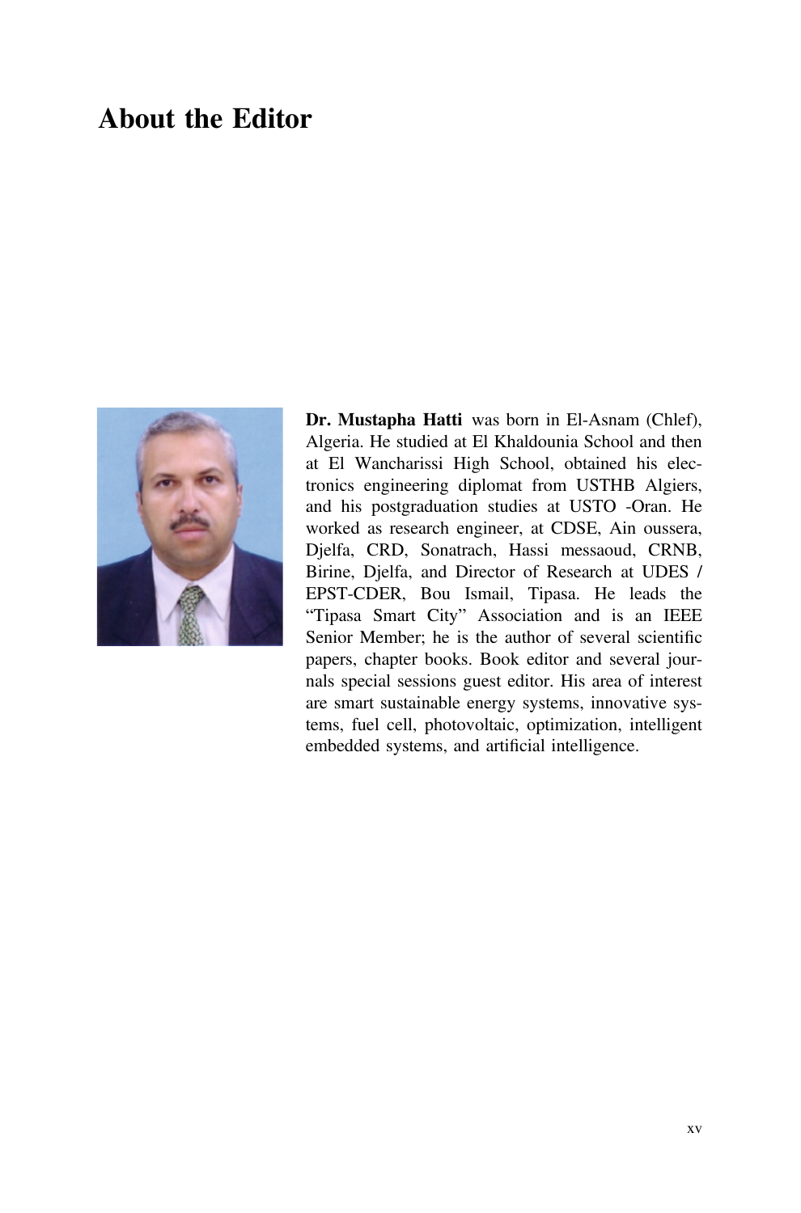# About the Editor

**Dr. Mustapha Hatti** was born in El-Asnam (Chlef), Algeria. He studied at El Khaldounia School and then at El Wancharissi High School, obtained his electronics engineering diplomat from USTHB Algiers, and his postgraduation studies at USTO -Oran. He worked as research engineer, at CDSE, Ain oussera, Djelfa, CRD, Sonatrach, Hassi messaoud, CRNB, Birine, Djelfa, and Director of Research at UDES / EPST-CDER, Bou Ismail, Tipasa. He leads the "Tipasa Smart City" Association and is an IEEE Senior Member; he is the author of several scientific papers, chapter books. Book editor and several journals special sessions guest editor. His area of interest are smart sustainable energy systems, innovative systems, fuel cell, photovoltaic, optimization, intelligent embedded systems, and artificial intelligence.